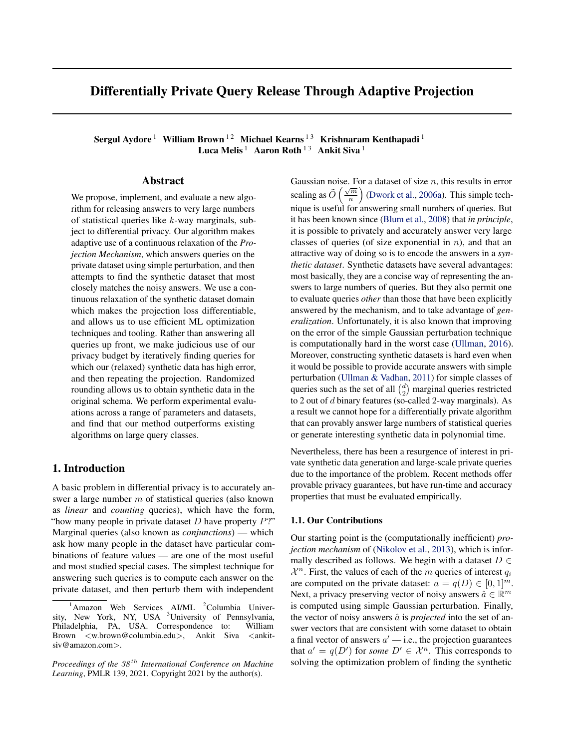# Differentially Private Query Release Through Adaptive Projection

**Sergul Aydore** [1] **William Brown** [1,2] **Michael Kearns** [1,3] **Krishnaram Kenthapadi** [1] **Luca Melis** [1] **Aaron Roth** [1,3] **Ankit Siva** [1]

## Abstract

We propose, implement, and evaluate a new algorithm for releasing answers to very large numbers of statistical queries like $k$-way marginals, subject to differential privacy. Our algorithm makes adaptive use of a continuous relaxation of the *Projection Mechanism*, which answers queries on the private dataset using simple perturbation, and then attempts to find the synthetic dataset that most closely matches the noisy answers. We use a continuous relaxation of the synthetic dataset domain which makes the projection loss differentiable, and allows us to use efficient ML optimization techniques and tooling. Rather than answering all queries up front, we make judicious use of our privacy budget by iteratively finding queries for which our (relaxed) synthetic data has high error, and then repeating the projection. Randomized rounding allows us to obtain synthetic data in the original schema. We perform experimental evaluations across a range of parameters and datasets, and find that our method outperforms existing algorithms on large query classes.

## 1. Introduction

A basic problem in differential privacy is to accurately answer a large number $m$ of statistical queries (also known as *linear* and *counting* queries), which have the form, "how many people in private dataset $D$ have property $P$?" Marginal queries (also known as *conjunctions*) — which ask how many people in the dataset have particular combinations of feature values — are one of the most useful and most studied special cases. The simplest technique for answering such queries is to compute each answer on the private dataset, and then perturb them with independent Gaussian noise. For a dataset of size $n$, this results in error scaling as $\tilde{O}\left(\frac{\sqrt{m}}{n}\right)$ (Dwork et al., 2006a). This simple technique is useful for answering small numbers of queries. But it has been known since (Blum et al., 2008) that *in principle*, it is possible to privately and accurately answer very large classes of queries (of size exponential in $n$), and that an attractive way of doing so is to encode the answers in a *synthetic dataset*. Synthetic datasets have several advantages: most basically, they are a concise way of representing the answers to large numbers of queries. But they also permit one to evaluate queries *other* than those that have been explicitly answered by the mechanism, and to take advantage of *generalization*. Unfortunately, it is also known that improving on the error of the simple Gaussian perturbation technique is computationally hard in the worst case (Ullman, 2016). Moreover, constructing synthetic datasets is hard even when it would be possible to provide accurate answers with simple perturbation (Ullman & Vadhan, 2011) for simple classes of queries such as the set of all $\binom{d}{2}$ marginal queries restricted to 2 out of $d$ binary features (so-called 2-way marginals). As a result we cannot hope for a differentially private algorithm that can provably answer large numbers of statistical queries or generate interesting synthetic data in polynomial time.

Nevertheless, there has been a resurgence of interest in private synthetic data generation and large-scale private queries due to the importance of the problem. Recent methods offer provable privacy guarantees, but have run-time and accuracy properties that must be evaluated empirically.

### 1.1. Our Contributions

Our starting point is the (computationally inefficient) *projection mechanism* of (Nikolov et al., 2013), which is informally described as follows. We begin with a dataset $D \in \mathcal{X}^n$. First, the values of each of the $m$ queries of interest $q_i$ are computed on the private dataset: $a = q(D) \in [0,1]^m$. Next, a privacy preserving vector of noisy answers $\hat{a} \in \mathbb{R}^m$ is computed using simple Gaussian perturbation. Finally, the vector of noisy answers $\hat{a}$ is *projected* into the set of answer vectors that are consistent with some dataset to obtain a final vector of answers $a'$ — i.e., the projection guarantees that $a' = q(D')$ for *some* $D' \in \mathcal{X}^n$. This corresponds to solving the optimization problem of finding the synthetic

---

[1] Amazon Web Services AI/ML [2] Columbia University, New York, NY, USA [3] University of Pennsylvania, Philadelphia, PA, USA. Correspondence to: William Brown <w.brown@columbia.edu>, Ankit Siva <ankitsiv@amazon.com>.

*Proceedings of the 38th International Conference on Machine Learning*, PMLR 139, 2021. Copyright 2021 by the author(s).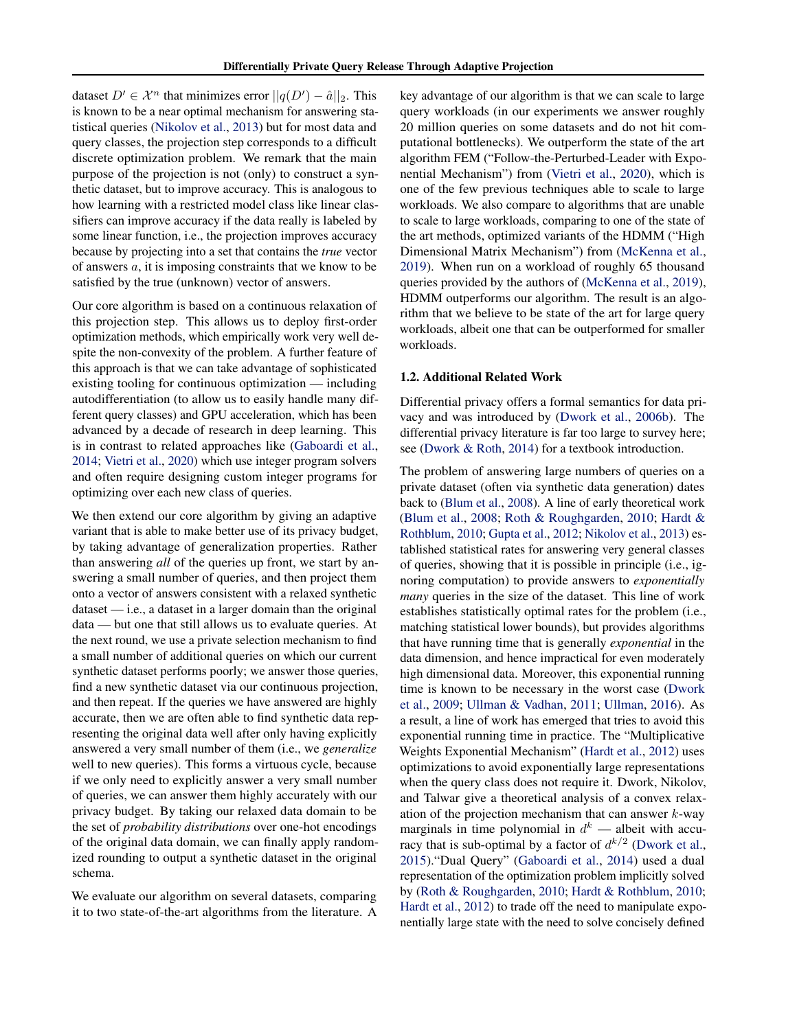dataset $D' \in \mathcal{X}^n$ that minimizes error $||q(D') - \hat{a}||_2$. This is known to be a near optimal mechanism for answering statistical queries (Nikolov et al., 2013) but for most data and query classes, the projection step corresponds to a difficult discrete optimization problem. We remark that the main purpose of the projection is not (only) to construct a synthetic dataset, but to improve accuracy. This is analogous to how learning with a restricted model class like linear classifiers can improve accuracy if the data really is labeled by some linear function, i.e., the projection improves accuracy because by projecting into a set that contains the *true* vector of answers $a$, it is imposing constraints that we know to be satisfied by the true (unknown) vector of answers.

Our core algorithm is based on a continuous relaxation of this projection step. This allows us to deploy first-order optimization methods, which empirically work very well despite the non-convexity of the problem. A further feature of this approach is that we can take advantage of sophisticated existing tooling for continuous optimization — including autodifferentiation (to allow us to easily handle many different query classes) and GPU acceleration, which has been advanced by a decade of research in deep learning. This is in contrast to related approaches like (Gaboardi et al., 2014; Vietri et al., 2020) which use integer program solvers and often require designing custom integer programs for optimizing over each new class of queries.

We then extend our core algorithm by giving an adaptive variant that is able to make better use of its privacy budget, by taking advantage of generalization properties. Rather than answering *all* of the queries up front, we start by answering a small number of queries, and then project them onto a vector of answers consistent with a relaxed synthetic dataset — i.e., a dataset in a larger domain than the original data — but one that still allows us to evaluate queries. At the next round, we use a private selection mechanism to find a small number of additional queries on which our current synthetic dataset performs poorly; we answer those queries, find a new synthetic dataset via our continuous projection, and then repeat. If the queries we have answered are highly accurate, then we are often able to find synthetic data representing the original data well after only having explicitly answered a very small number of them (i.e., we *generalize* well to new queries). This forms a virtuous cycle, because if we only need to explicitly answer a very small number of queries, we can answer them highly accurately with our privacy budget. By taking our relaxed data domain to be the set of *probability distributions* over one-hot encodings of the original data domain, we can finally apply randomized rounding to output a synthetic dataset in the original schema.

We evaluate our algorithm on several datasets, comparing it to two state-of-the-art algorithms from the literature. A key advantage of our algorithm is that we can scale to large query workloads (in our experiments we answer roughly 20 million queries on some datasets and do not hit computational bottlenecks). We outperform the state of the art algorithm FEM ("Follow-the-Perturbed-Leader with Exponential Mechanism") from (Vietri et al., 2020), which is one of the few previous techniques able to scale to large workloads. We also compare to algorithms that are unable to scale to large workloads, comparing to one of the state of the art methods, optimized variants of the HDMM ("High Dimensional Matrix Mechanism") from (McKenna et al., 2019). When run on a workload of roughly 65 thousand queries provided by the authors of (McKenna et al., 2019), HDMM outperforms our algorithm. The result is an algorithm that we believe to be state of the art for large query workloads, albeit one that can be outperformed for smaller workloads.

### 1.2. Additional Related Work

Differential privacy offers a formal semantics for data privacy and was introduced by (Dwork et al., 2006b). The differential privacy literature is far too large to survey here; see (Dwork & Roth, 2014) for a textbook introduction.

The problem of answering large numbers of queries on a private dataset (often via synthetic data generation) dates back to (Blum et al., 2008). A line of early theoretical work (Blum et al., 2008; Roth & Roughgarden, 2010; Hardt & Rothblum, 2010; Gupta et al., 2012; Nikolov et al., 2013) established statistical rates for answering very general classes of queries, showing that it is possible in principle (i.e., ignoring computation) to provide answers to *exponentially many* queries in the size of the dataset. This line of work establishes statistically optimal rates for the problem (i.e., matching statistical lower bounds), but provides algorithms that have running time that is generally *exponential* in the data dimension, and hence impractical for even moderately high dimensional data. Moreover, this exponential running time is known to be necessary in the worst case (Dwork et al., 2009; Ullman & Vadhan, 2011; Ullman, 2016). As a result, a line of work has emerged that tries to avoid this exponential running time in practice. The "Multiplicative Weights Exponential Mechanism" (Hardt et al., 2012) uses optimizations to avoid exponentially large representations when the query class does not require it. Dwork, Nikolov, and Talwar give a theoretical analysis of a convex relaxation of the projection mechanism that can answer $k$-way marginals in time polynomial in $d^k$ — albeit with accuracy that is sub-optimal by a factor of $d^{k/2}$ (Dwork et al., 2015)."Dual Query" (Gaboardi et al., 2014) used a dual representation of the optimization problem implicitly solved by (Roth & Roughgarden, 2010; Hardt & Rothblum, 2010; Hardt et al., 2012) to trade off the need to manipulate exponentially large state with the need to solve concisely defined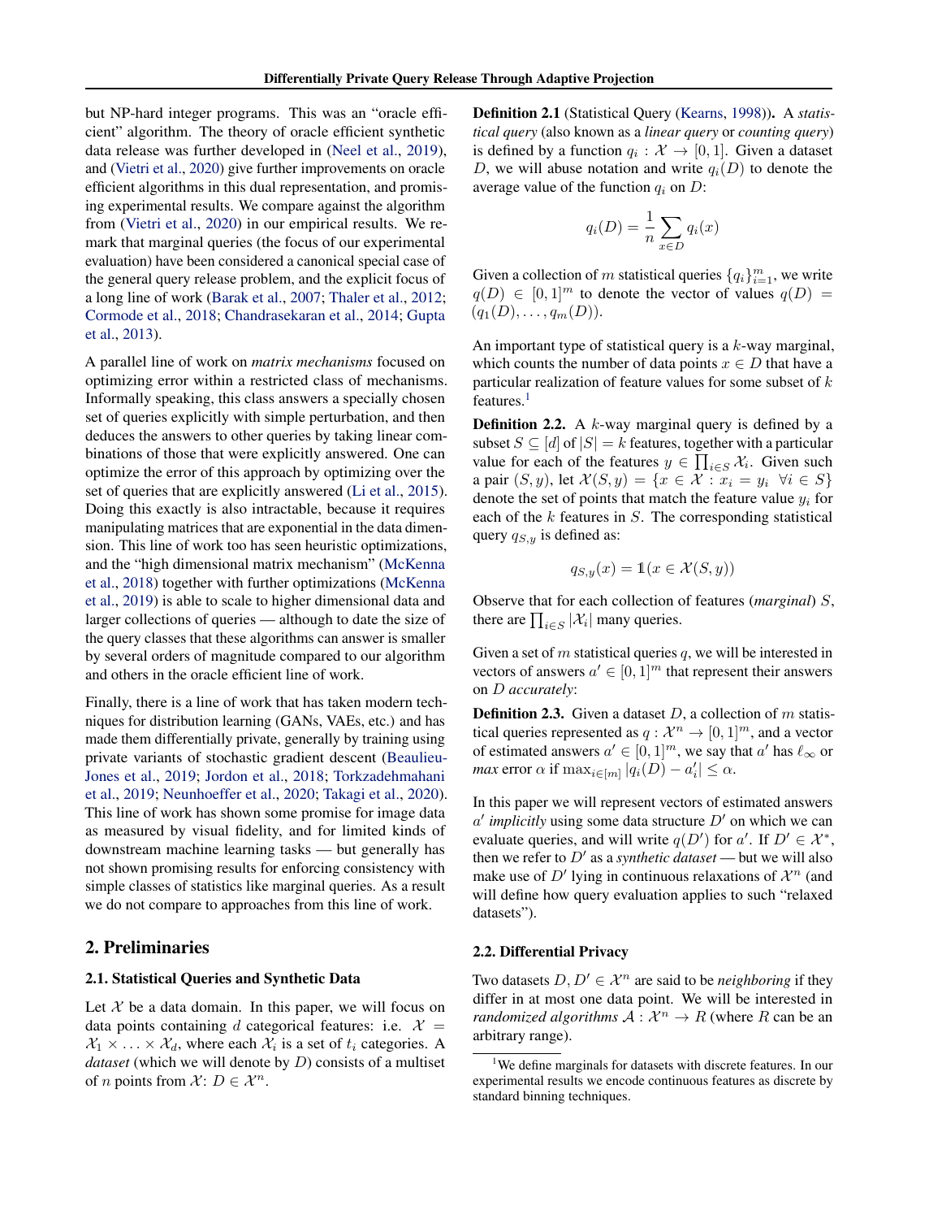but NP-hard integer programs. This was an "oracle efficient" algorithm. The theory of oracle efficient synthetic data release was further developed in (Neel et al., 2019), and (Vietri et al., 2020) give further improvements on oracle efficient algorithms in this dual representation, and promising experimental results. We compare against the algorithm from (Vietri et al., 2020) in our empirical results. We remark that marginal queries (the focus of our experimental evaluation) have been considered a canonical special case of the general query release problem, and the explicit focus of a long line of work (Barak et al., 2007; Thaler et al., 2012; Cormode et al., 2018; Chandrasekaran et al., 2014; Gupta et al., 2013).

A parallel line of work on *matrix mechanisms* focused on optimizing error within a restricted class of mechanisms. Informally speaking, this class answers a specially chosen set of queries explicitly with simple perturbation, and then deduces the answers to other queries by taking linear combinations of those that were explicitly answered. One can optimize the error of this approach by optimizing over the set of queries that are explicitly answered (Li et al., 2015). Doing this exactly is also intractable, because it requires manipulating matrices that are exponential in the data dimension. This line of work too has seen heuristic optimizations, and the "high dimensional matrix mechanism" (McKenna et al., 2018) together with further optimizations (McKenna et al., 2019) is able to scale to higher dimensional data and larger collections of queries — although to date the size of the query classes that these algorithms can answer is smaller by several orders of magnitude compared to our algorithm and others in the oracle efficient line of work.

Finally, there is a line of work that has taken modern techniques for distribution learning (GANs, VAEs, etc.) and has made them differentially private, generally by training using private variants of stochastic gradient descent (Beaulieu-Jones et al., 2019; Jordon et al., 2018; Torkzadehmahani et al., 2019; Neunhoeffer et al., 2020; Takagi et al., 2020). This line of work has shown some promise for image data as measured by visual fidelity, and for limited kinds of downstream machine learning tasks — but generally has not shown promising results for enforcing consistency with simple classes of statistics like marginal queries. As a result we do not compare to approaches from this line of work.

## 2. Preliminaries

### 2.1. Statistical Queries and Synthetic Data

Let $\mathcal{X}$ be a data domain. In this paper, we will focus on data points containing $d$ categorical features: i.e. $\mathcal{X} = \mathcal{X}_1 \times \ldots \times \mathcal{X}_d$, where each $\mathcal{X}_i$ is a set of $t_i$ categories. A *dataset* (which we will denote by $D$) consists of a multiset of $n$ points from $\mathcal{X}$: $D \in \mathcal{X}^n$.

**Definition 2.1** (Statistical Query (Kearns, 1998)). A *statistical query* (also known as a *linear query* or *counting query*) is defined by a function $q_i : \mathcal{X} \to [0, 1]$. Given a dataset $D$, we will abuse notation and write $q_i(D)$ to denote the average value of the function $q_i$ on $D$:

$$q_i(D) = \frac{1}{n} \sum_{x \in D} q_i(x)$$

Given a collection of $m$ statistical queries $\{q_i\}_{i=1}^m$, we write $q(D) \in [0, 1]^m$ to denote the vector of values $q(D) = (q_1(D), \ldots, q_m(D))$.

An important type of statistical query is a $k$-way marginal, which counts the number of data points $x \in D$ that have a particular realization of feature values for some subset of $k$ features.[1]

**Definition 2.2.** A $k$-way marginal query is defined by a subset $S \subseteq [d]$ of $|S| = k$ features, together with a particular value for each of the features $y \in \prod_{i \in S} \mathcal{X}_i$. Given such a pair $(S, y)$, let $\mathcal{X}(S, y) = \{x \in \mathcal{X} : x_i = y_i \ \ \forall i \in S\}$ denote the set of points that match the feature value $y_i$ for each of the $k$ features in $S$. The corresponding statistical query $q_{S,y}$ is defined as:

$$q_{S,y}(x) = \mathbb{1}(x \in \mathcal{X}(S, y))$$

Observe that for each collection of features (*marginal*) $S$, there are $\prod_{i \in S} |\mathcal{X}_i|$ many queries.

Given a set of $m$ statistical queries $q$, we will be interested in vectors of answers $a' \in [0, 1]^m$ that represent their answers on $D$ *accurately*:

**Definition 2.3.** Given a dataset $D$, a collection of $m$ statistical queries represented as $q : \mathcal{X}^n \to [0, 1]^m$, and a vector of estimated answers $a' \in [0, 1]^m$, we say that $a'$ has $\ell_\infty$ or *max* error $\alpha$ if $\max_{i \in [m]} |q_i(D) - a'_i| \leq \alpha$.

In this paper we will represent vectors of estimated answers $a'$ *implicitly* using some data structure $D'$ on which we can evaluate queries, and will write $q(D')$ for $a'$. If $D' \in \mathcal{X}^*$, then we refer to $D'$ as a *synthetic dataset* — but we will also make use of $D'$ lying in continuous relaxations of $\mathcal{X}^n$ (and will define how query evaluation applies to such "relaxed datasets").

### 2.2. Differential Privacy

Two datasets $D, D' \in \mathcal{X}^n$ are said to be *neighboring* if they differ in at most one data point. We will be interested in *randomized algorithms* $\mathcal{A} : \mathcal{X}^n \to R$ (where $R$ can be an arbitrary range).

[1] We define marginals for datasets with discrete features. In our experimental results we encode continuous features as discrete by standard binning techniques.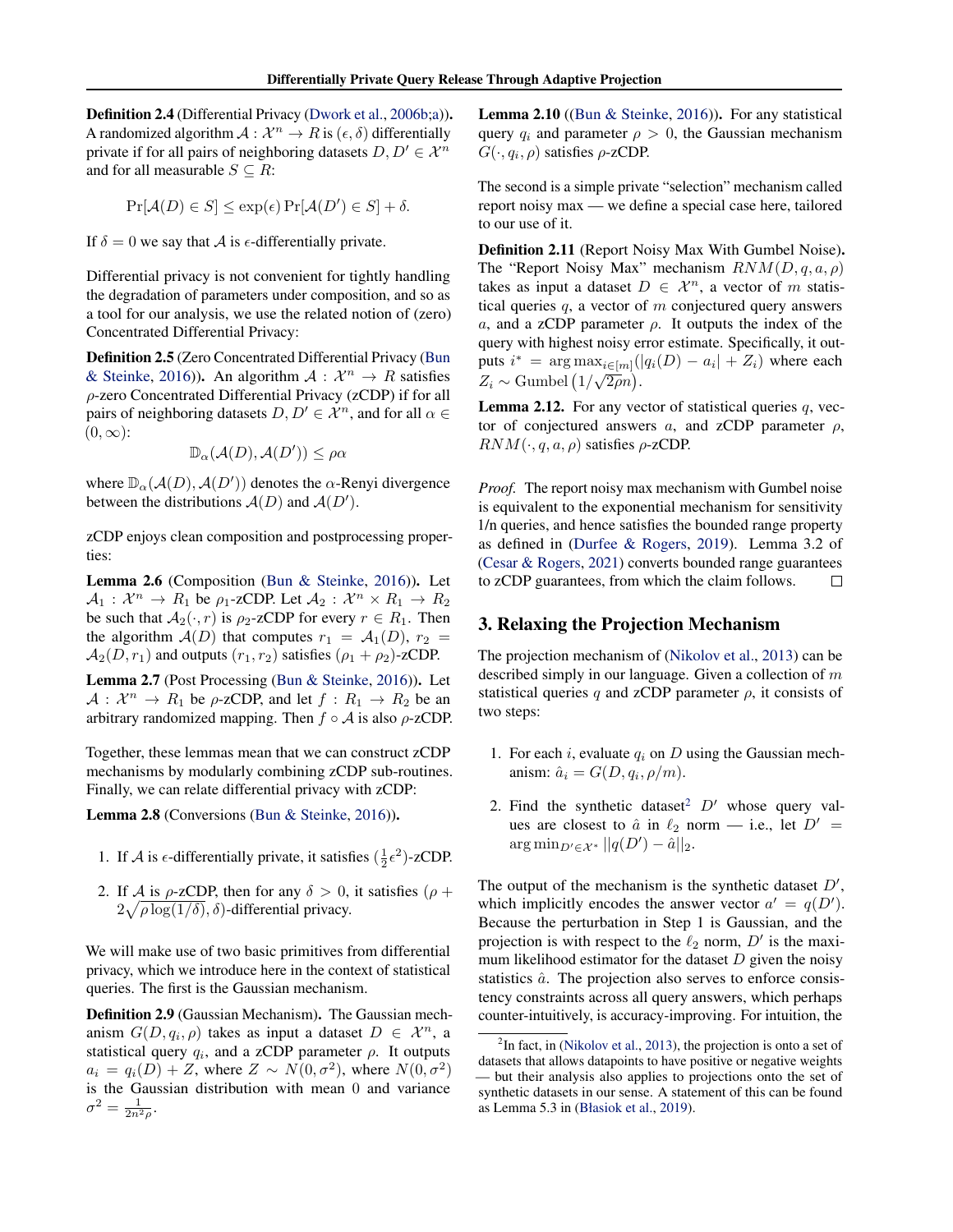**Definition 2.4** (Differential Privacy (Dwork et al., 2006b;a)). A randomized algorithm $\mathcal{A} : \mathcal{X}^n \to R$ is $(\epsilon, \delta)$ differentially private if for all pairs of neighboring datasets $D, D' \in \mathcal{X}^n$ and for all measurable $S \subseteq R$:

$$\Pr[\mathcal{A}(D) \in S] \leq \exp(\epsilon) \Pr[\mathcal{A}(D') \in S] + \delta.$$

If $\delta = 0$ we say that $\mathcal{A}$ is $\epsilon$-differentially private.

Differential privacy is not convenient for tightly handling the degradation of parameters under composition, and so as a tool for our analysis, we use the related notion of (zero) Concentrated Differential Privacy:

**Definition 2.5** (Zero Concentrated Differential Privacy (Bun & Steinke, 2016)). An algorithm $\mathcal{A} : \mathcal{X}^n \to R$ satisfies $\rho$-zero Concentrated Differential Privacy (zCDP) if for all pairs of neighboring datasets $D, D' \in \mathcal{X}^n$, and for all $\alpha \in (0, \infty)$:

$$\mathbb{D}_\alpha(\mathcal{A}(D), \mathcal{A}(D')) \leq \rho\alpha$$

where $\mathbb{D}_\alpha(\mathcal{A}(D), \mathcal{A}(D'))$ denotes the $\alpha$-Renyi divergence between the distributions $\mathcal{A}(D)$ and $\mathcal{A}(D')$.

zCDP enjoys clean composition and postprocessing properties:

**Lemma 2.6** (Composition (Bun & Steinke, 2016)). Let $\mathcal{A}_1 : \mathcal{X}^n \to R_1$ be $\rho_1$-zCDP. Let $\mathcal{A}_2 : \mathcal{X}^n \times R_1 \to R_2$ be such that $\mathcal{A}_2(\cdot, r)$ is $\rho_2$-zCDP for every $r \in R_1$. Then the algorithm $\mathcal{A}(D)$ that computes $r_1 = \mathcal{A}_1(D)$, $r_2 = \mathcal{A}_2(D, r_1)$ and outputs $(r_1, r_2)$ satisfies $(\rho_1 + \rho_2)$-zCDP.

**Lemma 2.7** (Post Processing (Bun & Steinke, 2016)). Let $\mathcal{A} : \mathcal{X}^n \to R_1$ be $\rho$-zCDP, and let $f : R_1 \to R_2$ be an arbitrary randomized mapping. Then $f \circ \mathcal{A}$ is also $\rho$-zCDP.

Together, these lemmas mean that we can construct zCDP mechanisms by modularly combining zCDP sub-routines. Finally, we can relate differential privacy with zCDP:

**Lemma 2.8** (Conversions (Bun & Steinke, 2016)).

1. If $\mathcal{A}$ is $\epsilon$-differentially private, it satisfies $(\frac{1}{2}\epsilon^2)$-zCDP.
2. If $\mathcal{A}$ is $\rho$-zCDP, then for any $\delta > 0$, it satisfies $(\rho + 2\sqrt{\rho \log(1/\delta)}, \delta)$-differential privacy.

We will make use of two basic primitives from differential privacy, which we introduce here in the context of statistical queries. The first is the Gaussian mechanism.

**Definition 2.9** (Gaussian Mechanism). The Gaussian mechanism $G(D, q_i, \rho)$ takes as input a dataset $D \in \mathcal{X}^n$, a statistical query $q_i$, and a zCDP parameter $\rho$. It outputs $a_i = q_i(D) + Z$, where $Z \sim N(0, \sigma^2)$, where $N(0, \sigma^2)$ is the Gaussian distribution with mean 0 and variance $\sigma^2 = \frac{1}{2n^2\rho}$.

**Lemma 2.10** ((Bun & Steinke, 2016)). For any statistical query $q_i$ and parameter $\rho > 0$, the Gaussian mechanism $G(\cdot, q_i, \rho)$ satisfies $\rho$-zCDP.

The second is a simple private "selection" mechanism called report noisy max — we define a special case here, tailored to our use of it.

**Definition 2.11** (Report Noisy Max With Gumbel Noise). The "Report Noisy Max" mechanism $RNM(D, q, a, \rho)$ takes as input a dataset $D \in \mathcal{X}^n$, a vector of $m$ statistical queries $q$, a vector of $m$ conjectured query answers $a$, and a zCDP parameter $\rho$. It outputs the index of the query with highest noisy error estimate. Specifically, it outputs $i^* = \arg\max_{i \in [m]}(|q_i(D) - a_i| + Z_i)$ where each $Z_i \sim \text{Gumbel}\left(1/\sqrt{2\rho}n\right)$.

**Lemma 2.12.** For any vector of statistical queries $q$, vector of conjectured answers $a$, and zCDP parameter $\rho$, $RNM(\cdot, q, a, \rho)$ satisfies $\rho$-zCDP.

*Proof.* The report noisy max mechanism with Gumbel noise is equivalent to the exponential mechanism for sensitivity 1/n queries, and hence satisfies the bounded range property as defined in (Durfee & Rogers, 2019). Lemma 3.2 of (Cesar & Rogers, 2021) converts bounded range guarantees to zCDP guarantees, from which the claim follows. □

## 3. Relaxing the Projection Mechanism

The projection mechanism of (Nikolov et al., 2013) can be described simply in our language. Given a collection of $m$ statistical queries $q$ and zCDP parameter $\rho$, it consists of two steps:

1. For each $i$, evaluate $q_i$ on $D$ using the Gaussian mechanism: $\hat{a}_i = G(D, q_i, \rho/m)$.
2. Find the synthetic dataset[2] $D'$ whose query values are closest to $\hat{a}$ in $\ell_2$ norm — i.e., let $D' = \arg\min_{D' \in \mathcal{X}^*} ||q(D') - \hat{a}||_2$.

The output of the mechanism is the synthetic dataset $D'$, which implicitly encodes the answer vector $a' = q(D')$. Because the perturbation in Step 1 is Gaussian, and the projection is with respect to the $\ell_2$ norm, $D'$ is the maximum likelihood estimator for the dataset $D$ given the noisy statistics $\hat{a}$. The projection also serves to enforce consistency constraints across all query answers, which perhaps counter-intuitively, is accuracy-improving. For intuition, the

[2]In fact, in (Nikolov et al., 2013), the projection is onto a set of datasets that allows datapoints to have positive or negative weights — but their analysis also applies to projections onto the set of synthetic datasets in our sense. A statement of this can be found as Lemma 5.3 in (Błasiok et al., 2019).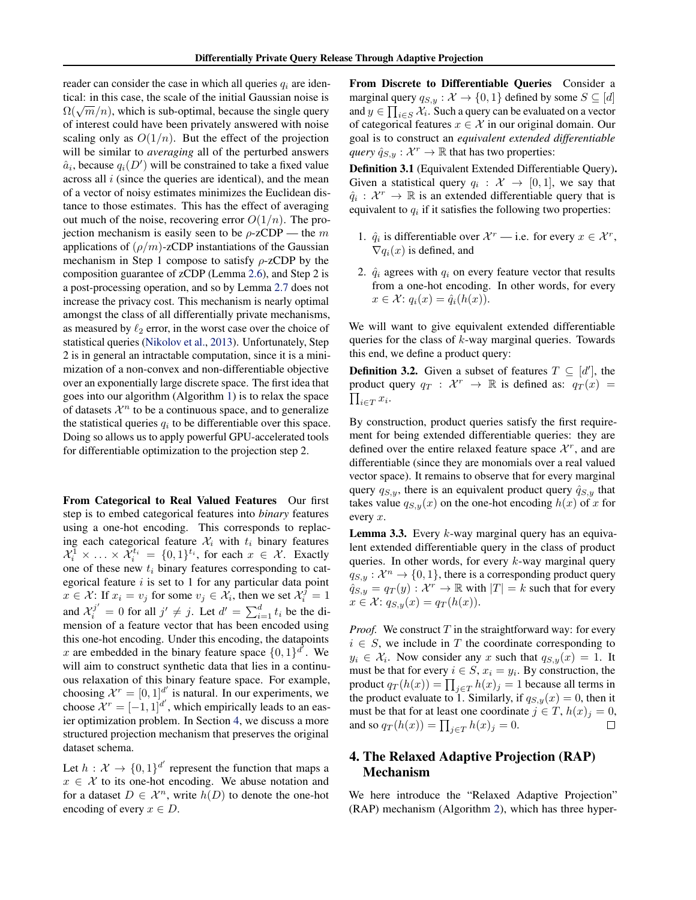reader can consider the case in which all queries $q_i$ are identical: in this case, the scale of the initial Gaussian noise is $\Omega(\sqrt{m}/n)$, which is sub-optimal, because the single query of interest could have been privately answered with noise scaling only as $O(1/n)$. But the effect of the projection will be similar to *averaging* all of the perturbed answers $\hat{a}_i$, because $q_i(D')$ will be constrained to take a fixed value across all $i$ (since the queries are identical), and the mean of a vector of noisy estimates minimizes the Euclidean distance to those estimates. This has the effect of averaging out much of the noise, recovering error $O(1/n)$. The projection mechanism is easily seen to be $\rho$-zCDP — the $m$ applications of $(\rho/m)$-zCDP instantiations of the Gaussian mechanism in Step 1 compose to satisfy $\rho$-zCDP by the composition guarantee of zCDP (Lemma 2.6), and Step 2 is a post-processing operation, and so by Lemma 2.7 does not increase the privacy cost. This mechanism is nearly optimal amongst the class of all differentially private mechanisms, as measured by $\ell_2$ error, in the worst case over the choice of statistical queries (Nikolov et al., 2013). Unfortunately, Step 2 is in general an intractable computation, since it is a minimization of a non-convex and non-differentiable objective over an exponentially large discrete space. The first idea that goes into our algorithm (Algorithm 1) is to relax the space of datasets $\mathcal{X}^n$ to be a continuous space, and to generalize the statistical queries $q_i$ to be differentiable over this space. Doing so allows us to apply powerful GPU-accelerated tools for differentiable optimization to the projection step 2.

**From Categorical to Real Valued Features** Our first step is to embed categorical features into *binary* features using a one-hot encoding. This corresponds to replacing each categorical feature $\mathcal{X}_i$ with $t_i$ binary features $\mathcal{X}_i^1 \times \ldots \times \mathcal{X}_i^{t_i} = \{0,1\}^{t_i}$, for each $x \in \mathcal{X}$. Exactly one of these new $t_i$ binary features corresponding to categorical feature $i$ is set to 1 for any particular data point $x \in \mathcal{X}$: If $x_i = v_j$ for some $v_j \in \mathcal{X}_i$, then we set $\mathcal{X}_i^j = 1$ and $\mathcal{X}_i^{j'} = 0$ for all $j' \neq j$. Let $d' = \sum_{i=1}^{d} t_i$ be the dimension of a feature vector that has been encoded using this one-hot encoding. Under this encoding, the datapoints $x$ are embedded in the binary feature space $\{0,1\}^{d'}$. We will aim to construct synthetic data that lies in a continuous relaxation of this binary feature space. For example, choosing $\mathcal{X}^r = [0,1]^{d'}$ is natural. In our experiments, we choose $\mathcal{X}^r = [-1,1]^{d'}$, which empirically leads to an easier optimization problem. In Section 4, we discuss a more structured projection mechanism that preserves the original dataset schema.

Let $h : \mathcal{X} \to \{0,1\}^{d'}$ represent the function that maps a $x \in \mathcal{X}$ to its one-hot encoding. We abuse notation and for a dataset $D \in \mathcal{X}^n$, write $h(D)$ to denote the one-hot encoding of every $x \in D$.

**From Discrete to Differentiable Queries** Consider a marginal query $q_{S,y} : \mathcal{X} \to \{0,1\}$ defined by some $S \subseteq [d]$ and $y \in \prod_{i \in S} \mathcal{X}_i$. Such a query can be evaluated on a vector of categorical features $x \in \mathcal{X}$ in our original domain. Our goal is to construct an *equivalent extended differentiable query* $\hat{q}_{S,y} : \mathcal{X}^r \to \mathbb{R}$ that has two properties:

**Definition 3.1** (Equivalent Extended Differentiable Query). Given a statistical query $q_i : \mathcal{X} \to [0,1]$, we say that $\hat{q}_i : \mathcal{X}^r \to \mathbb{R}$ is an extended differentiable query that is equivalent to $q_i$ if it satisfies the following two properties:

1. $\hat{q}_i$ is differentiable over $\mathcal{X}^r$ — i.e. for every $x \in \mathcal{X}^r$, $\nabla q_i(x)$ is defined, and
2. $\hat{q}_i$ agrees with $q_i$ on every feature vector that results from a one-hot encoding. In other words, for every $x \in \mathcal{X}$: $q_i(x) = \hat{q}_i(h(x))$.

We will want to give equivalent extended differentiable queries for the class of $k$-way marginal queries. Towards this end, we define a product query:

**Definition 3.2.** Given a subset of features $T \subseteq [d']$, the product query $q_T : \mathcal{X}^r \to \mathbb{R}$ is defined as: $q_T(x) = \prod_{i \in T} x_i$.

By construction, product queries satisfy the first requirement for being extended differentiable queries: they are defined over the entire relaxed feature space $\mathcal{X}^r$, and are differentiable (since they are monomials over a real valued vector space). It remains to observe that for every marginal query $q_{S,y}$, there is an equivalent product query $\hat{q}_{S,y}$ that takes value $q_{S,y}(x)$ on the one-hot encoding $h(x)$ of $x$ for every $x$.

**Lemma 3.3.** Every $k$-way marginal query has an equivalent extended differentiable query in the class of product queries. In other words, for every $k$-way marginal query $q_{S,y} : \mathcal{X}^n \to \{0,1\}$, there is a corresponding product query $\hat{q}_{S,y} = q_T(y) : \mathcal{X}^r \to \mathbb{R}$ with $|T| = k$ such that for every $x \in \mathcal{X}$: $q_{S,y}(x) = q_T(h(x))$.

*Proof.* We construct $T$ in the straightforward way: for every $i \in S$, we include in $T$ the coordinate corresponding to $y_i \in \mathcal{X}_i$. Now consider any $x$ such that $q_{S,y}(x) = 1$. It must be that for every $i \in S$, $x_i = y_i$. By construction, the product $q_T(h(x)) = \prod_{j \in T} h(x)_j = 1$ because all terms in the product evaluate to 1. Similarly, if $q_{S,y}(x) = 0$, then it must be that for at least one coordinate $j \in T$, $h(x)_j = 0$, and so $q_T(h(x)) = \prod_{j \in T} h(x)_j = 0$. ∎

## 4. The Relaxed Adaptive Projection (RAP) Mechanism

We here introduce the "Relaxed Adaptive Projection" (RAP) mechanism (Algorithm 2), which has three hyper-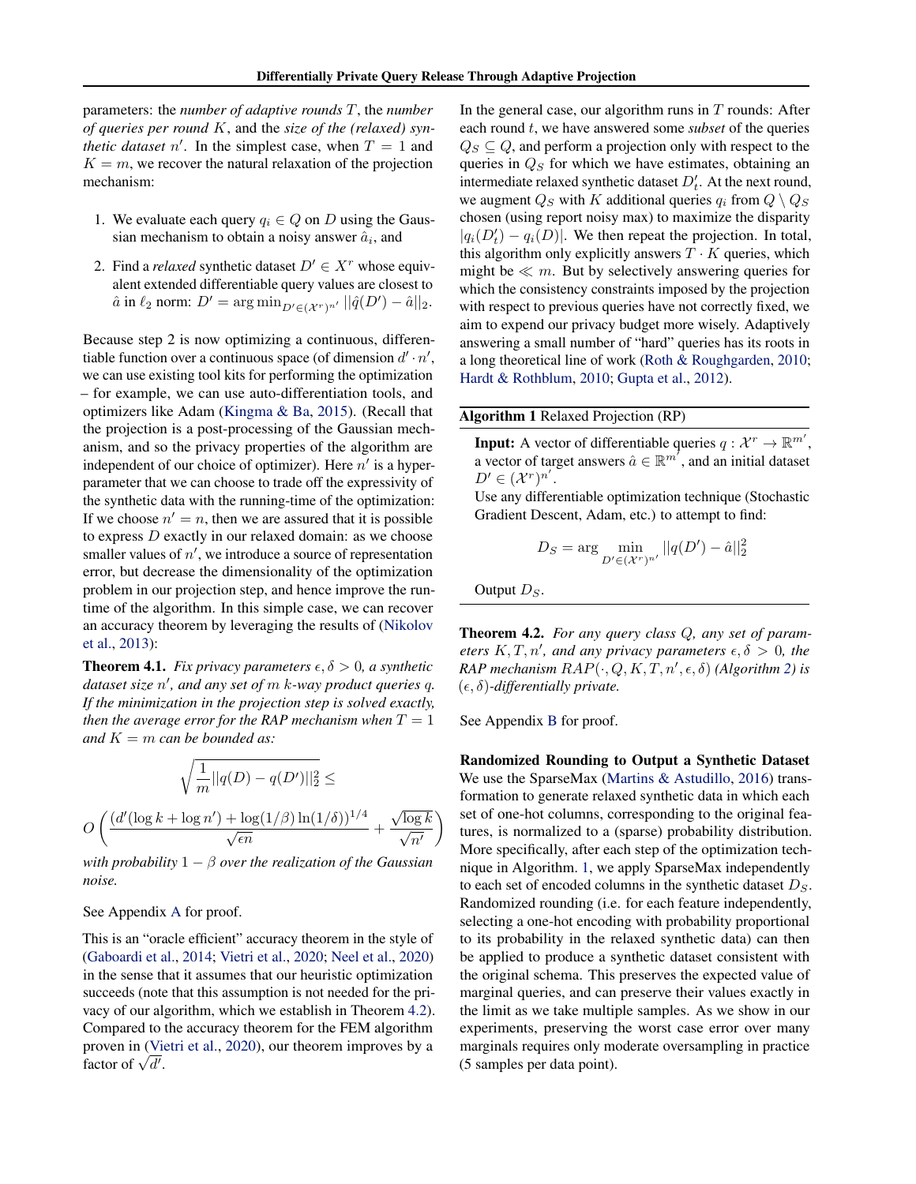parameters: the *number of adaptive rounds* $T$, the *number of queries per round* $K$, and the *size of the (relaxed) synthetic dataset* $n'$. In the simplest case, when $T = 1$ and $K = m$, we recover the natural relaxation of the projection mechanism:

1. We evaluate each query $q_i \in Q$ on $D$ using the Gaussian mechanism to obtain a noisy answer $\hat{a}_i$, and
2. Find a *relaxed* synthetic dataset $D' \in X^r$ whose equivalent extended differentiable query values are closest to $\hat{a}$ in $\ell_2$ norm: $D' = \arg\min_{D' \in (\mathcal{X}^r)^{n'}} ||\hat{q}(D') - \hat{a}||_2$.

Because step 2 is now optimizing a continuous, differentiable function over a continuous space (of dimension $d' \cdot n'$, we can use existing tool kits for performing the optimization – for example, we can use auto-differentiation tools, and optimizers like Adam (Kingma & Ba, 2015). (Recall that the projection is a post-processing of the Gaussian mechanism, and so the privacy properties of the algorithm are independent of our choice of optimizer). Here $n'$ is a hyperparameter that we can choose to trade off the expressivity of the synthetic data with the running-time of the optimization: If we choose $n' = n$, then we are assured that it is possible to express $D$ exactly in our relaxed domain: as we choose smaller values of $n'$, we introduce a source of representation error, but decrease the dimensionality of the optimization problem in our projection step, and hence improve the runtime of the algorithm. In this simple case, we can recover an accuracy theorem by leveraging the results of (Nikolov et al., 2013):

**Theorem 4.1.** *Fix privacy parameters $\epsilon, \delta > 0$, a synthetic dataset size $n'$, and any set of $m$ $k$-way product queries $q$. If the minimization in the projection step is solved exactly, then the average error for the RAP mechanism when $T = 1$ and $K = m$ can be bounded as:*

$$\sqrt{\frac{1}{m}||q(D) - q(D')||_2^2} \leq$$

$$O\left(\frac{(d'(\log k + \log n') + \log(1/\beta)\ln(1/\delta))^{1/4}}{\sqrt{\epsilon n}} + \frac{\sqrt{\log k}}{\sqrt{n'}}\right)$$

*with probability $1 - \beta$ over the realization of the Gaussian noise.*

See Appendix A for proof.

This is an "oracle efficient" accuracy theorem in the style of (Gaboardi et al., 2014; Vietri et al., 2020; Neel et al., 2020) in the sense that it assumes that our heuristic optimization succeeds (note that this assumption is not needed for the privacy of our algorithm, which we establish in Theorem 4.2). Compared to the accuracy theorem for the FEM algorithm proven in (Vietri et al., 2020), our theorem improves by a factor of $\sqrt{d'}$.

In the general case, our algorithm runs in $T$ rounds: After each round $t$, we have answered some *subset* of the queries $Q_S \subseteq Q$, and perform a projection only with respect to the queries in $Q_S$ for which we have estimates, obtaining an intermediate relaxed synthetic dataset $D'_t$. At the next round, we augment $Q_S$ with $K$ additional queries $q_i$ from $Q \setminus Q_S$ chosen (using report noisy max) to maximize the disparity $|q_i(D'_t) - q_i(D)|$. We then repeat the projection. In total, this algorithm only explicitly answers $T \cdot K$ queries, which might be $\ll m$. But by selectively answering queries for which the consistency constraints imposed by the projection with respect to previous queries have not correctly fixed, we aim to expend our privacy budget more wisely. Adaptively answering a small number of "hard" queries has its roots in a long theoretical line of work (Roth & Roughgarden, 2010; Hardt & Rothblum, 2010; Gupta et al., 2012).

**Algorithm 1** Relaxed Projection (RP)

**Input:** A vector of differentiable queries $q : \mathcal{X}^r \rightarrow \mathbb{R}^{m'}$, a vector of target answers $\hat{a} \in \mathbb{R}^{m'}$, and an initial dataset $D' \in (\mathcal{X}^r)^{n'}$.

Use any differentiable optimization technique (Stochastic Gradient Descent, Adam, etc.) to attempt to find:

$$D_S = \arg\min_{D' \in (\mathcal{X}^r)^{n'}} ||q(D') - \hat{a}||_2^2$$

Output $D_S$.

**Theorem 4.2.** *For any query class $Q$, any set of parameters $K, T, n'$, and any privacy parameters $\epsilon, \delta > 0$, the RAP mechanism $RAP(\cdot, Q, K, T, n', \epsilon, \delta)$ (Algorithm 2) is $(\epsilon, \delta)$-differentially private.*

See Appendix B for proof.

**Randomized Rounding to Output a Synthetic Dataset** We use the SparseMax (Martins & Astudillo, 2016) transformation to generate relaxed synthetic data in which each set of one-hot columns, corresponding to the original features, is normalized to a (sparse) probability distribution. More specifically, after each step of the optimization technique in Algorithm. 1, we apply SparseMax independently to each set of encoded columns in the synthetic dataset $D_S$. Randomized rounding (i.e. for each feature independently, selecting a one-hot encoding with probability proportional to its probability in the relaxed synthetic data) can then be applied to produce a synthetic dataset consistent with the original schema. This preserves the expected value of marginal queries, and can preserve their values exactly in the limit as we take multiple samples. As we show in our experiments, preserving the worst case error over many marginals requires only moderate oversampling in practice (5 samples per data point).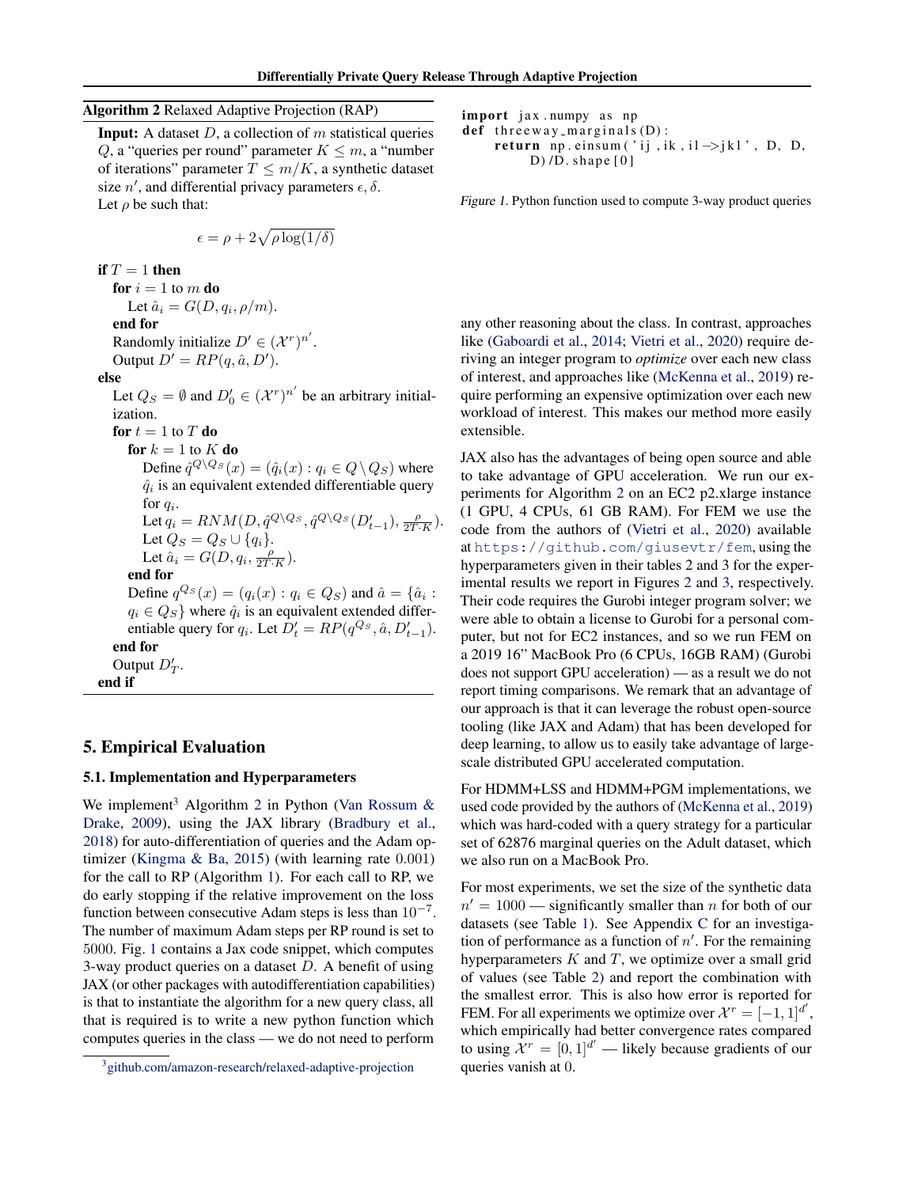**Algorithm 2** Relaxed Adaptive Projection (RAP)

**Input:** A dataset $D$, a collection of $m$ statistical queries $Q$, a "queries per round" parameter $K \leq m$, a "number of iterations" parameter $T \leq m/K$, a synthetic dataset size $n'$, and differential privacy parameters $\epsilon, \delta$.
Let $\rho$ be such that:

$$\epsilon = \rho + 2\sqrt{\rho \log(1/\delta)}$$

**if** $T = 1$ **then**
  **for** $i = 1$ to $m$ **do**
    Let $\hat{a}_i = G(D, q_i, \rho/m)$.
  **end for**
  Randomly initialize $D' \in (\mathcal{X}^r)^{n'}$.
  Output $D' = RP(q, \hat{a}, D')$.
**else**
  Let $Q_S = \emptyset$ and $D'_0 \in (\mathcal{X}^r)^{n'}$ be an arbitrary initialization.
  **for** $t = 1$ to $T$ **do**
    **for** $k = 1$ to $K$ **do**
      Define $\hat{q}^{Q \setminus Q_S}(x) = (\hat{q}_i(x) : q_i \in Q \setminus Q_S)$ where $\hat{q}_i$ is an equivalent extended differentiable query for $q_i$.
      Let $q_i = RNM(D, \hat{q}^{Q \setminus Q_S}, \hat{q}^{Q \setminus Q_S}(D'_{t-1}), \frac{\rho}{2T \cdot K})$.
      Let $Q_S = Q_S \cup \{q_i\}$.
      Let $\hat{a}_i = G(D, q_i, \frac{\rho}{2T \cdot K})$.
    **end for**
    Define $q^{Q_S}(x) = (q_i(x) : q_i \in Q_S)$ and $\hat{a} = \{\hat{a}_i : q_i \in Q_S\}$ where $\hat{q}_i$ is an equivalent extended differentiable query for $q_i$. Let $D'_t = RP(q^{Q_S}, \hat{a}, D'_{t-1})$.
  **end for**
  Output $D'_T$.
**end if**

## 5. Empirical Evaluation

### 5.1. Implementation and Hyperparameters

We implement[3] Algorithm 2 in Python (Van Rossum & Drake, 2009), using the JAX library (Bradbury et al., 2018) for auto-differentiation of queries and the Adam optimizer (Kingma & Ba, 2015) (with learning rate 0.001) for the call to RP (Algorithm 1). For each call to RP, we do early stopping if the relative improvement on the loss function between consecutive Adam steps is less than $10^{-7}$. The number of maximum Adam steps per RP round is set to 5000. Fig. 1 contains a Jax code snippet, which computes 3-way product queries on a dataset $D$. A benefit of using JAX (or other packages with autodifferentiation capabilities) is that to instantiate the algorithm for a new query class, all that is required is to write a new python function which computes queries in the class — we do not need to perform any other reasoning about the class. In contrast, approaches like (Gaboardi et al., 2014; Vietri et al., 2020) require deriving an integer program to *optimize* over each new class of interest, and approaches like (McKenna et al., 2019) require performing an expensive optimization over each new workload of interest. This makes our method more easily extensible.

[3] github.com/amazon-research/relaxed-adaptive-projection

```
import jax.numpy as np
def threeway_marginals(D):
    return np.einsum('ij,ik,il->jkl', D, D,
        D)/D.shape[0]
```

Figure 1. Python function used to compute 3-way product queries

JAX also has the advantages of being open source and able to take advantage of GPU acceleration. We run our experiments for Algorithm 2 on an EC2 p2.xlarge instance (1 GPU, 4 CPUs, 61 GB RAM). For FEM we use the code from the authors of (Vietri et al., 2020) available at https://github.com/giusevtr/fem, using the hyperparameters given in their tables 2 and 3 for the experimental results we report in Figures 2 and 3, respectively. Their code requires the Gurobi integer program solver; we were able to obtain a license to Gurobi for a personal computer, but not for EC2 instances, and so we run FEM on a 2019 16" MacBook Pro (6 CPUs, 16GB RAM) (Gurobi does not support GPU acceleration) — as a result we do not report timing comparisons. We remark that an advantage of our approach is that it can leverage the robust open-source tooling (like JAX and Adam) that has been developed for deep learning, to allow us to easily take advantage of large-scale distributed GPU accelerated computation.

For HDMM+LSS and HDMM+PGM implementations, we used code provided by the authors of (McKenna et al., 2019) which was hard-coded with a query strategy for a particular set of 62876 marginal queries on the Adult dataset, which we also run on a MacBook Pro.

For most experiments, we set the size of the synthetic data $n' = 1000$ — significantly smaller than $n$ for both of our datasets (see Table 1). See Appendix C for an investigation of performance as a function of $n'$. For the remaining hyperparameters $K$ and $T$, we optimize over a small grid of values (see Table 2) and report the combination with the smallest error. This is also how error is reported for FEM. For all experiments we optimize over $\mathcal{X}^r = [-1, 1]^{d'}$, which empirically had better convergence rates compared to using $\mathcal{X}^r = [0, 1]^{d'}$ — likely because gradients of our queries vanish at 0.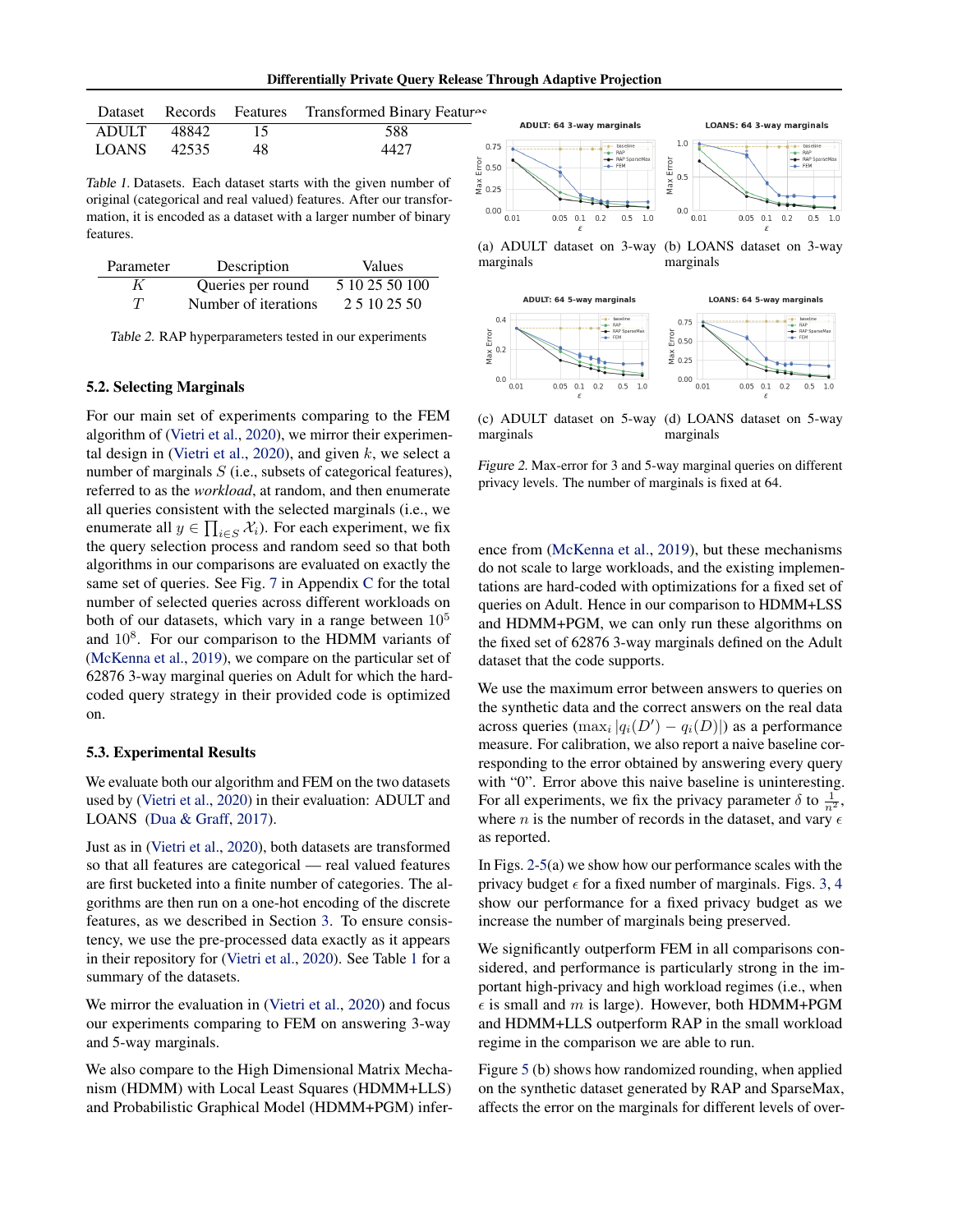| Dataset | Records | Features | Transformed Binary Features |
|---|---|---|---|
| ADULT | 48842 | 15 | 588 |
| LOANS | 42535 | 48 | 4427 |

*Table 1.* Datasets. Each dataset starts with the given number of original (categorical and real valued) features. After our transformation, it is encoded as a dataset with a larger number of binary features.

| Parameter | Description | Values |
|---|---|---|
| $K$ | Queries per round | 5 10 25 50 100 |
| $T$ | Number of iterations | 2 5 10 25 50 |

*Table 2.* RAP hyperparameters tested in our experiments

### 5.2. Selecting Marginals

For our main set of experiments comparing to the FEM algorithm of (Vietri et al., 2020), we mirror their experimental design in (Vietri et al., 2020), and given $k$, we select a number of marginals $S$ (i.e., subsets of categorical features), referred to as the *workload*, at random, and then enumerate all queries consistent with the selected marginals (i.e., we enumerate all $y \in \prod_{i \in S} \mathcal{X}_i$). For each experiment, we fix the query selection process and random seed so that both algorithms in our comparisons are evaluated on exactly the same set of queries. See Fig. 7 in Appendix C for the total number of selected queries across different workloads on both of our datasets, which vary in a range between $10^5$ and $10^8$. For our comparison to the HDMM variants of (McKenna et al., 2019), we compare on the particular set of 62876 3-way marginal queries on Adult for which the hard-coded query strategy in their provided code is optimized on.

### 5.3. Experimental Results

We evaluate both our algorithm and FEM on the two datasets used by (Vietri et al., 2020) in their evaluation: ADULT and LOANS (Dua & Graff, 2017).

Just as in (Vietri et al., 2020), both datasets are transformed so that all features are categorical — real valued features are first bucketed into a finite number of categories. The algorithms are then run on a one-hot encoding of the discrete features, as we described in Section 3. To ensure consistency, we use the pre-processed data exactly as it appears in their repository for (Vietri et al., 2020). See Table 1 for a summary of the datasets.

We mirror the evaluation in (Vietri et al., 2020) and focus our experiments comparing to FEM on answering 3-way and 5-way marginals.

We also compare to the High Dimensional Matrix Mechanism (HDMM) with Local Least Squares (HDMM+LLS) and Probabilistic Graphical Model (HDMM+PGM) inference from (McKenna et al., 2019), but these mechanisms do not scale to large workloads, and the existing implementations are hard-coded with optimizations for a fixed set of queries on Adult. Hence in our comparison to HDMM+LSS and HDMM+PGM, we can only run these algorithms on the fixed set of 62876 3-way marginals defined on the Adult dataset that the code supports.

(a) ADULT dataset on 3-way marginals

(b) LOANS dataset on 3-way marginals

(c) ADULT dataset on 5-way marginals

(d) LOANS dataset on 5-way marginals

*Figure 2.* Max-error for 3 and 5-way marginal queries on different privacy levels. The number of marginals is fixed at 64.

We use the maximum error between answers to queries on the synthetic data and the correct answers on the real data across queries ($\max_i |q_i(D') - q_i(D)|$) as a performance measure. For calibration, we also report a naive baseline corresponding to the error obtained by answering every query with "0". Error above this naive baseline is uninteresting. For all experiments, we fix the privacy parameter $\delta$ to $\frac{1}{n^2}$, where $n$ is the number of records in the dataset, and vary $\epsilon$ as reported.

In Figs. 2-5(a) we show how our performance scales with the privacy budget $\epsilon$ for a fixed number of marginals. Figs. 3, 4 show our performance for a fixed privacy budget as we increase the number of marginals being preserved.

We significantly outperform FEM in all comparisons considered, and performance is particularly strong in the important high-privacy and high workload regimes (i.e., when $\epsilon$ is small and $m$ is large). However, both HDMM+PGM and HDMM+LLS outperform RAP in the small workload regime in the comparison we are able to run.

Figure 5 (b) shows how randomized rounding, when applied on the synthetic dataset generated by RAP and SparseMax, affects the error on the marginals for different levels of over-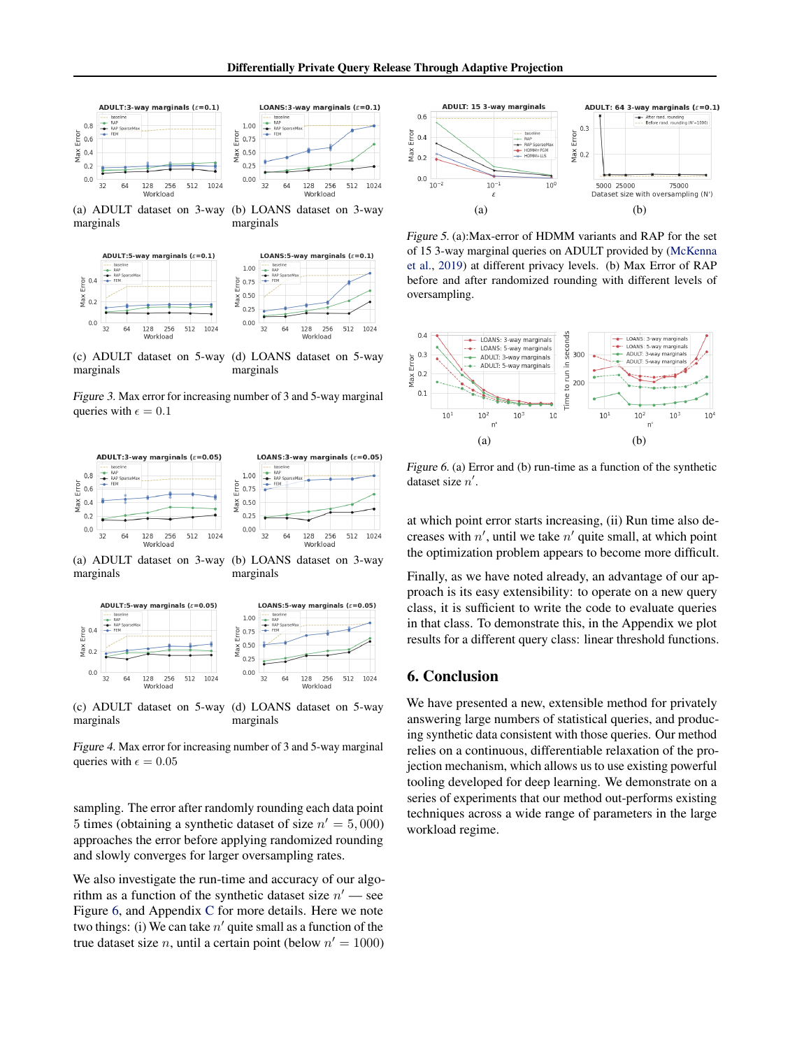(a) ADULT dataset on 3-way marginals

(b) LOANS dataset on 3-way marginals

(c) ADULT dataset on 5-way marginals

(d) LOANS dataset on 5-way marginals

*Figure 3.* Max error for increasing number of 3 and 5-way marginal queries with $\epsilon = 0.1$

(a) ADULT dataset on 3-way marginals

(b) LOANS dataset on 3-way marginals

(c) ADULT dataset on 5-way marginals

(d) LOANS dataset on 5-way marginals

*Figure 4.* Max error for increasing number of 3 and 5-way marginal queries with $\epsilon = 0.05$

sampling. The error after randomly rounding each data point 5 times (obtaining a synthetic dataset of size $n' = 5,000$) approaches the error before applying randomized rounding and slowly converges for larger oversampling rates.

We also investigate the run-time and accuracy of our algorithm as a function of the synthetic dataset size $n'$ — see Figure 6, and Appendix C for more details. Here we note two things: (i) We can take $n'$ quite small as a function of the true dataset size $n$, until a certain point (below $n' = 1000$) at which point error starts increasing, (ii) Run time also decreases with $n'$, until we take $n'$ quite small, at which point the optimization problem appears to become more difficult.

*Figure 5.* (a):Max-error of HDMM variants and RAP for the set of 15 3-way marginal queries on ADULT provided by (McKenna et al., 2019) at different privacy levels. (b) Max Error of RAP before and after randomized rounding with different levels of oversampling.

*Figure 6.* (a) Error and (b) run-time as a function of the synthetic dataset size $n'$.

Finally, as we have noted already, an advantage of our approach is its easy extensibility: to operate on a new query class, it is sufficient to write the code to evaluate queries in that class. To demonstrate this, in the Appendix we plot results for a different query class: linear threshold functions.

## 6. Conclusion

We have presented a new, extensible method for privately answering large numbers of statistical queries, and producing synthetic data consistent with those queries. Our method relies on a continuous, differentiable relaxation of the projection mechanism, which allows us to use existing powerful tooling developed for deep learning. We demonstrate on a series of experiments that our method out-performs existing techniques across a wide range of parameters in the large workload regime.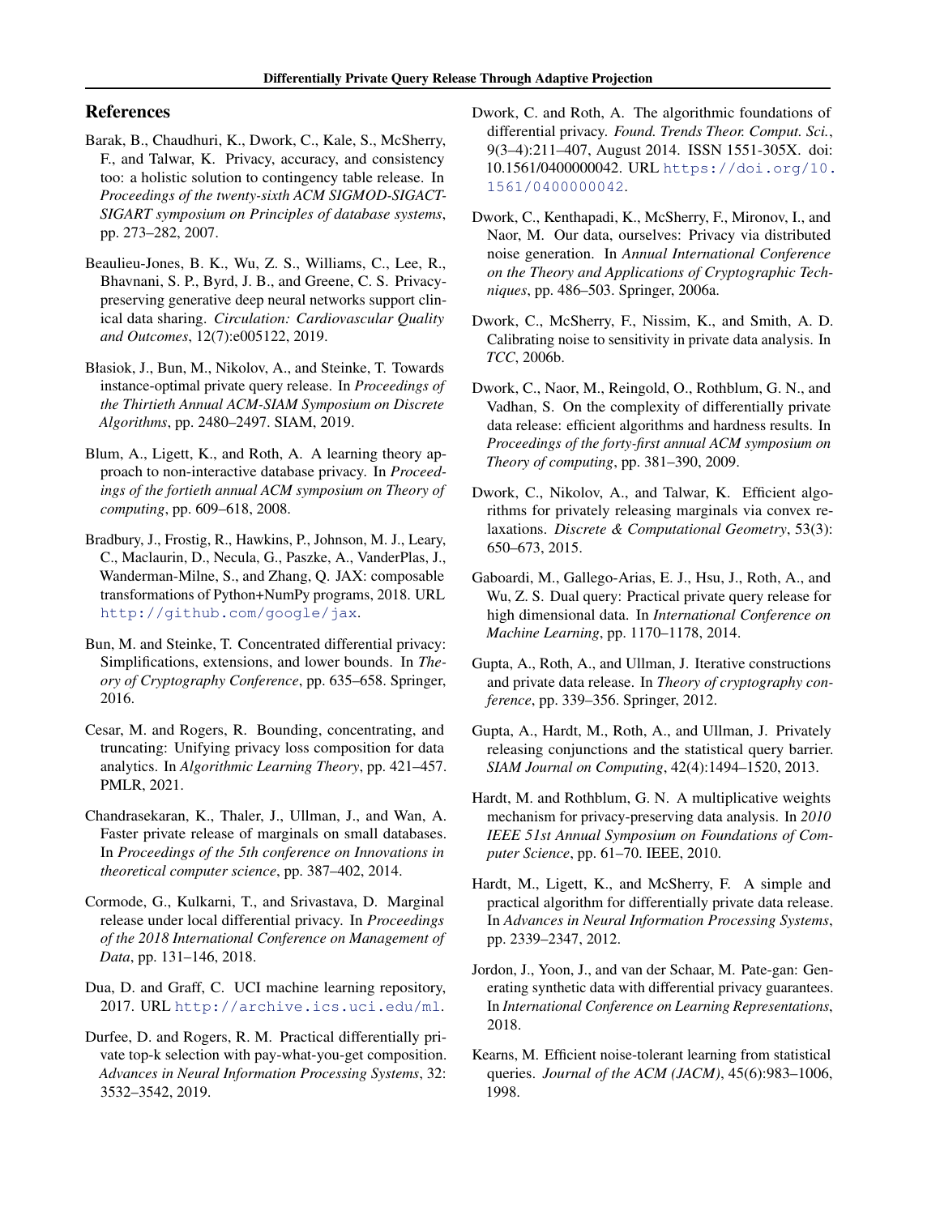## References

Barak, B., Chaudhuri, K., Dwork, C., Kale, S., McSherry, F., and Talwar, K. Privacy, accuracy, and consistency too: a holistic solution to contingency table release. In *Proceedings of the twenty-sixth ACM SIGMOD-SIGACT-SIGART symposium on Principles of database systems*, pp. 273–282, 2007.

Beaulieu-Jones, B. K., Wu, Z. S., Williams, C., Lee, R., Bhavnani, S. P., Byrd, J. B., and Greene, C. S. Privacy-preserving generative deep neural networks support clinical data sharing. *Circulation: Cardiovascular Quality and Outcomes*, 12(7):e005122, 2019.

Błasiok, J., Bun, M., Nikolov, A., and Steinke, T. Towards instance-optimal private query release. In *Proceedings of the Thirtieth Annual ACM-SIAM Symposium on Discrete Algorithms*, pp. 2480–2497. SIAM, 2019.

Blum, A., Ligett, K., and Roth, A. A learning theory approach to non-interactive database privacy. In *Proceedings of the fortieth annual ACM symposium on Theory of computing*, pp. 609–618, 2008.

Bradbury, J., Frostig, R., Hawkins, P., Johnson, M. J., Leary, C., Maclaurin, D., Necula, G., Paszke, A., VanderPlas, J., Wanderman-Milne, S., and Zhang, Q. JAX: composable transformations of Python+NumPy programs, 2018. URL http://github.com/google/jax.

Bun, M. and Steinke, T. Concentrated differential privacy: Simplifications, extensions, and lower bounds. In *Theory of Cryptography Conference*, pp. 635–658. Springer, 2016.

Cesar, M. and Rogers, R. Bounding, concentrating, and truncating: Unifying privacy loss composition for data analytics. In *Algorithmic Learning Theory*, pp. 421–457. PMLR, 2021.

Chandrasekaran, K., Thaler, J., Ullman, J., and Wan, A. Faster private release of marginals on small databases. In *Proceedings of the 5th conference on Innovations in theoretical computer science*, pp. 387–402, 2014.

Cormode, G., Kulkarni, T., and Srivastava, D. Marginal release under local differential privacy. In *Proceedings of the 2018 International Conference on Management of Data*, pp. 131–146, 2018.

Dua, D. and Graff, C. UCI machine learning repository, 2017. URL http://archive.ics.uci.edu/ml.

Durfee, D. and Rogers, R. M. Practical differentially private top-k selection with pay-what-you-get composition. *Advances in Neural Information Processing Systems*, 32: 3532–3542, 2019.

Dwork, C. and Roth, A. The algorithmic foundations of differential privacy. *Found. Trends Theor. Comput. Sci.*, 9(3–4):211–407, August 2014. ISSN 1551-305X. doi: 10.1561/0400000042. URL https://doi.org/10.1561/0400000042.

Dwork, C., Kenthapadi, K., McSherry, F., Mironov, I., and Naor, M. Our data, ourselves: Privacy via distributed noise generation. In *Annual International Conference on the Theory and Applications of Cryptographic Techniques*, pp. 486–503. Springer, 2006a.

Dwork, C., McSherry, F., Nissim, K., and Smith, A. D. Calibrating noise to sensitivity in private data analysis. In *TCC*, 2006b.

Dwork, C., Naor, M., Reingold, O., Rothblum, G. N., and Vadhan, S. On the complexity of differentially private data release: efficient algorithms and hardness results. In *Proceedings of the forty-first annual ACM symposium on Theory of computing*, pp. 381–390, 2009.

Dwork, C., Nikolov, A., and Talwar, K. Efficient algorithms for privately releasing marginals via convex relaxations. *Discrete & Computational Geometry*, 53(3): 650–673, 2015.

Gaboardi, M., Gallego-Arias, E. J., Hsu, J., Roth, A., and Wu, Z. S. Dual query: Practical private query release for high dimensional data. In *International Conference on Machine Learning*, pp. 1170–1178, 2014.

Gupta, A., Roth, A., and Ullman, J. Iterative constructions and private data release. In *Theory of cryptography conference*, pp. 339–356. Springer, 2012.

Gupta, A., Hardt, M., Roth, A., and Ullman, J. Privately releasing conjunctions and the statistical query barrier. *SIAM Journal on Computing*, 42(4):1494–1520, 2013.

Hardt, M. and Rothblum, G. N. A multiplicative weights mechanism for privacy-preserving data analysis. In *2010 IEEE 51st Annual Symposium on Foundations of Computer Science*, pp. 61–70. IEEE, 2010.

Hardt, M., Ligett, K., and McSherry, F. A simple and practical algorithm for differentially private data release. In *Advances in Neural Information Processing Systems*, pp. 2339–2347, 2012.

Jordon, J., Yoon, J., and van der Schaar, M. Pate-gan: Generating synthetic data with differential privacy guarantees. In *International Conference on Learning Representations*, 2018.

Kearns, M. Efficient noise-tolerant learning from statistical queries. *Journal of the ACM (JACM)*, 45(6):983–1006, 1998.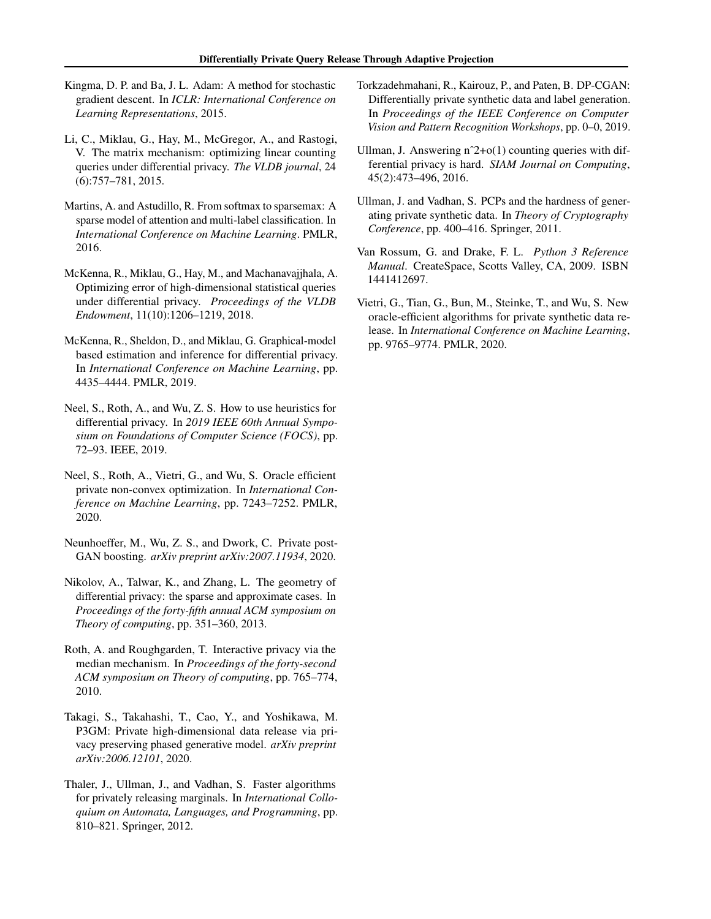Kingma, D. P. and Ba, J. L. Adam: A method for stochastic gradient descent. In *ICLR: International Conference on Learning Representations*, 2015.

Li, C., Miklau, G., Hay, M., McGregor, A., and Rastogi, V. The matrix mechanism: optimizing linear counting queries under differential privacy. *The VLDB journal*, 24 (6):757–781, 2015.

Martins, A. and Astudillo, R. From softmax to sparsemax: A sparse model of attention and multi-label classification. In *International Conference on Machine Learning*. PMLR, 2016.

McKenna, R., Miklau, G., Hay, M., and Machanavajjhala, A. Optimizing error of high-dimensional statistical queries under differential privacy. *Proceedings of the VLDB Endowment*, 11(10):1206–1219, 2018.

McKenna, R., Sheldon, D., and Miklau, G. Graphical-model based estimation and inference for differential privacy. In *International Conference on Machine Learning*, pp. 4435–4444. PMLR, 2019.

Neel, S., Roth, A., and Wu, Z. S. How to use heuristics for differential privacy. In *2019 IEEE 60th Annual Symposium on Foundations of Computer Science (FOCS)*, pp. 72–93. IEEE, 2019.

Neel, S., Roth, A., Vietri, G., and Wu, S. Oracle efficient private non-convex optimization. In *International Conference on Machine Learning*, pp. 7243–7252. PMLR, 2020.

Neunhoeffer, M., Wu, Z. S., and Dwork, C. Private post-GAN boosting. *arXiv preprint arXiv:2007.11934*, 2020.

Nikolov, A., Talwar, K., and Zhang, L. The geometry of differential privacy: the sparse and approximate cases. In *Proceedings of the forty-fifth annual ACM symposium on Theory of computing*, pp. 351–360, 2013.

Roth, A. and Roughgarden, T. Interactive privacy via the median mechanism. In *Proceedings of the forty-second ACM symposium on Theory of computing*, pp. 765–774, 2010.

Takagi, S., Takahashi, T., Cao, Y., and Yoshikawa, M. P3GM: Private high-dimensional data release via privacy preserving phased generative model. *arXiv preprint arXiv:2006.12101*, 2020.

Thaler, J., Ullman, J., and Vadhan, S. Faster algorithms for privately releasing marginals. In *International Colloquium on Automata, Languages, and Programming*, pp. 810–821. Springer, 2012.

Torkzadehmahani, R., Kairouz, P., and Paten, B. DP-CGAN: Differentially private synthetic data and label generation. In *Proceedings of the IEEE Conference on Computer Vision and Pattern Recognition Workshops*, pp. 0–0, 2019.

Ullman, J. Answering n^2+o(1) counting queries with differential privacy is hard. *SIAM Journal on Computing*, 45(2):473–496, 2016.

Ullman, J. and Vadhan, S. PCPs and the hardness of generating private synthetic data. In *Theory of Cryptography Conference*, pp. 400–416. Springer, 2011.

Van Rossum, G. and Drake, F. L. *Python 3 Reference Manual*. CreateSpace, Scotts Valley, CA, 2009. ISBN 1441412697.

Vietri, G., Tian, G., Bun, M., Steinke, T., and Wu, S. New oracle-efficient algorithms for private synthetic data release. In *International Conference on Machine Learning*, pp. 9765–9774. PMLR, 2020.